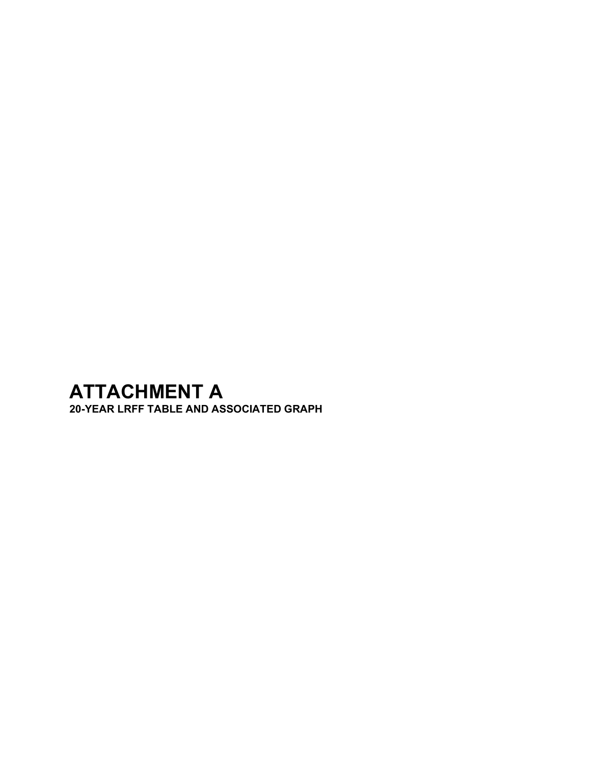# ATTACHMENT A

**20-YEAR LRFF TABLE AND ASSOCIATED GRAPH**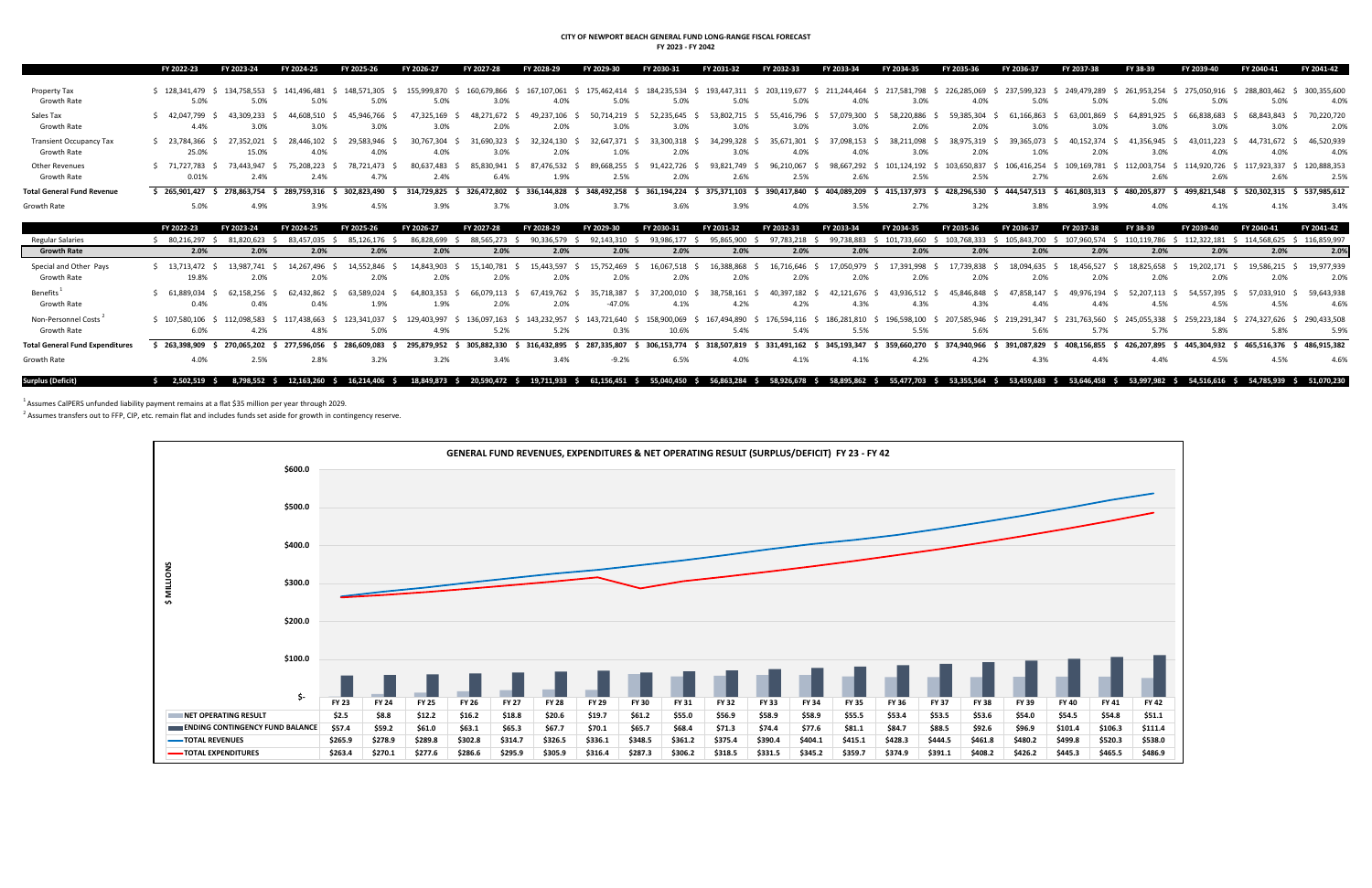# CITY OF NEWPORT BEACH GENERAL FUND LONG-RANGE FISCAL FORECAST

## FY 2023 - FY 2042

| | FY 2022-23 | FY 2023-24 | FY 2024-25 | FY 2025-26 | FY 2026-27 | FY 2027-28 | FY 2028-29 | FY 2029-30 | FY 2030-31 | FY 2031-32 | FY 2032-33 | FY 2033-34 | FY 2034-35 | FY 2035-36 | FY 2036-37 | FY 2037-38 | FY 38-39 | FY 2039-40 | FY 2040-41 | FY 2041-42 |
|---|---|---|---|---|---|---|---|---|---|---|---|---|---|---|---|---|---|---|---|---|
| Property Tax | $ 128,341,479 | $ 134,758,553 | $ 141,496,481 | $ 148,571,305 | $ 155,999,870 | $ 160,679,866 | $ 167,107,061 | $ 175,462,414 | $ 184,235,534 | $ 193,447,311 | $ 203,119,677 | $ 211,244,464 | $ 217,581,798 | $ 226,285,069 | $ 237,599,323 | $ 249,479,289 | $ 261,953,254 | $ 275,050,916 | $ 288,803,462 | $ 300,355,600 |
| Growth Rate | 5.0% | 5.0% | 5.0% | 5.0% | 5.0% | 3.0% | 4.0% | 5.0% | 5.0% | 5.0% | 5.0% | 4.0% | 3.0% | 4.0% | 5.0% | 5.0% | 5.0% | 5.0% | 5.0% | 4.0% |
| Sales Tax | $ 42,047,799 | $ 43,309,233 | $ 44,608,510 | $ 45,946,766 | $ 47,325,169 | $ 48,271,672 | $ 49,237,106 | $ 50,714,219 | $ 52,235,645 | $ 53,802,715 | $ 55,416,796 | $ 57,079,300 | $ 58,220,886 | $ 59,385,304 | $ 61,166,863 | $ 63,001,869 | $ 64,891,925 | $ 66,838,683 | $ 68,843,843 | $ 70,220,720 |
| Growth Rate | 4.4% | 3.0% | 3.0% | 3.0% | 3.0% | 2.0% | 2.0% | 3.0% | 3.0% | 3.0% | 3.0% | 3.0% | 2.0% | 2.0% | 3.0% | 3.0% | 3.0% | 3.0% | 3.0% | 2.0% |
| Transient Occupancy Tax | $ 23,784,366 | $ 27,352,021 | $ 28,446,102 | $ 29,583,946 | $ 30,767,304 | $ 31,690,323 | $ 32,324,130 | $ 32,647,371 | $ 33,300,318 | $ 34,299,328 | $ 35,671,301 | $ 37,098,153 | $ 38,211,098 | $ 38,975,319 | $ 39,365,073 | $ 40,152,374 | $ 41,356,945 | $ 43,011,223 | $ 44,731,672 | $ 46,520,939 |
| Growth Rate | 25.0% | 15.0% | 4.0% | 4.0% | 4.0% | 3.0% | 2.0% | 1.0% | 2.0% | 3.0% | 4.0% | 4.0% | 3.0% | 2.0% | 1.0% | 2.0% | 3.0% | 4.0% | 4.0% | 4.0% |
| Other Revenues | $ 71,727,783 | $ 73,443,947 | $ 75,208,223 | $ 78,721,473 | $ 80,637,483 | $ 85,830,941 | $ 87,476,532 | $ 89,668,255 | $ 91,422,726 | $ 93,821,749 | $ 96,210,067 | $ 98,667,292 | $ 101,124,192 | $ 103,650,837 | $ 106,416,254 | $ 109,169,781 | $ 112,003,754 | $ 114,920,726 | $ 117,923,337 | $ 120,888,353 |
| Growth Rate | 0.01% | 2.4% | 2.4% | 4.7% | 2.4% | 6.4% | 1.9% | 2.5% | 2.0% | 2.6% | 2.5% | 2.6% | 2.5% | 2.5% | 2.7% | 2.6% | 2.6% | 2.6% | 2.6% | 2.5% |
| **Total General Fund Revenue** | **$ 265,901,427** | **$ 278,863,754** | **$ 289,759,316** | **$ 302,823,490** | **$ 314,729,825** | **$ 326,472,802** | **$ 336,144,828** | **$ 348,492,258** | **$ 361,194,224** | **$ 375,371,103** | **$ 390,417,840** | **$ 404,089,209** | **$ 415,137,973** | **$ 428,296,530** | **$ 444,547,513** | **$ 461,803,313** | **$ 480,205,877** | **$ 499,821,548** | **$ 520,302,315** | **$ 537,985,612** |
| Growth Rate | 5.0% | 4.9% | 3.9% | 4.5% | 3.9% | 3.7% | 3.0% | 3.7% | 3.6% | 3.9% | 4.0% | 3.5% | 2.7% | 3.2% | 3.8% | 3.9% | 4.0% | 4.1% | 4.1% | 3.4% |

| | FY 2022-23 | FY 2023-24 | FY 2024-25 | FY 2025-26 | FY 2026-27 | FY 2027-28 | FY 2028-29 | FY 2029-30 | FY 2030-31 | FY 2031-32 | FY 2032-33 | FY 2033-34 | FY 2034-35 | FY 2035-36 | FY 2036-37 | FY 2037-38 | FY 38-39 | FY 2039-40 | FY 2040-41 | FY 2041-42 |
|---|---|---|---|---|---|---|---|---|---|---|---|---|---|---|---|---|---|---|---|---|
| Regular Salaries | $ 80,216,297 | $ 81,820,623 | $ 83,457,035 | $ 85,126,176 | $ 86,828,699 | $ 88,565,273 | $ 90,336,579 | $ 92,143,310 | $ 93,986,177 | $ 95,865,900 | $ 97,783,218 | $ 99,738,883 | $ 101,733,660 | $ 103,768,333 | $ 105,843,700 | $ 107,960,574 | $ 110,119,786 | $ 112,322,181 | $ 114,568,625 | $ 116,859,997 |
| **Growth Rate** | **2.0%** | **2.0%** | **2.0%** | **2.0%** | **2.0%** | **2.0%** | **2.0%** | **2.0%** | **2.0%** | **2.0%** | **2.0%** | **2.0%** | **2.0%** | **2.0%** | **2.0%** | **2.0%** | **2.0%** | **2.0%** | **2.0%** | **2.0%** |
| Special and Other Pays | $ 13,713,472 | $ 13,987,741 | $ 14,267,496 | $ 14,552,846 | $ 14,843,903 | $ 15,140,781 | $ 15,443,597 | $ 15,752,469 | $ 16,067,518 | $ 16,388,868 | $ 16,716,646 | $ 17,050,979 | $ 17,391,998 | $ 17,739,838 | $ 18,094,635 | $ 18,456,527 | $ 18,825,658 | $ 19,202,171 | $ 19,586,215 | $ 19,977,939 |
| Growth Rate | 19.8% | 2.0% | 2.0% | 2.0% | 2.0% | 2.0% | 2.0% | 2.0% | 2.0% | 2.0% | 2.0% | 2.0% | 2.0% | 2.0% | 2.0% | 2.0% | 2.0% | 2.0% | 2.0% | 2.0% |
| Benefits [1] | $ 61,889,034 | $ 62,158,256 | $ 62,432,862 | $ 63,589,024 | $ 64,803,353 | $ 66,079,113 | $ 67,419,762 | $ 35,718,387 | $ 37,200,010 | $ 38,758,161 | $ 40,397,182 | $ 42,121,676 | $ 43,936,512 | $ 45,846,848 | $ 47,858,147 | $ 49,976,194 | $ 52,207,113 | $ 54,557,395 | $ 57,033,910 | $ 59,643,938 |
| Growth Rate | 0.4% | 0.4% | 0.4% | 1.9% | 1.9% | 2.0% | 2.0% | -47.0% | 4.1% | 4.2% | 4.2% | 4.3% | 4.3% | 4.3% | 4.4% | 4.4% | 4.5% | 4.5% | 4.5% | 4.6% |
| Non-Personnel Costs [2] | $ 107,580,106 | $ 112,098,583 | $ 117,438,663 | $ 123,341,037 | $ 129,403,997 | $ 136,097,163 | $ 143,232,957 | $ 143,721,640 | $ 158,900,069 | $ 167,494,890 | $ 176,594,116 | $ 186,281,810 | $ 196,598,100 | $ 207,585,946 | $ 219,291,347 | $ 231,763,560 | $ 245,055,338 | $ 259,223,184 | $ 274,327,626 | $ 290,433,508 |
| Growth Rate | 6.0% | 4.2% | 4.8% | 5.0% | 4.9% | 5.2% | 5.2% | 0.3% | 10.6% | 5.4% | 5.4% | 5.5% | 5.5% | 5.6% | 5.6% | 5.7% | 5.7% | 5.8% | 5.8% | 5.9% |
| **Total General Fund Expenditures** | **$ 263,398,909** | **$ 270,065,202** | **$ 277,596,056** | **$ 286,609,083** | **$ 295,879,952** | **$ 305,882,330** | **$ 316,432,895** | **$ 287,335,807** | **$ 306,153,774** | **$ 318,507,819** | **$ 331,491,162** | **$ 345,193,347** | **$ 359,660,270** | **$ 374,940,966** | **$ 391,087,829** | **$ 408,156,855** | **$ 426,207,895** | **$ 445,304,932** | **$ 465,516,376** | **$ 486,915,382** |
| Growth Rate | 4.0% | 2.5% | 2.8% | 3.2% | 3.2% | 3.4% | 3.4% | -9.2% | 6.5% | 4.0% | 4.1% | 4.1% | 4.2% | 4.2% | 4.3% | 4.4% | 4.4% | 4.5% | 4.5% | 4.6% |
| **Surplus (Deficit)** | **$ 2,502,519** | **$ 8,798,552** | **$ 12,163,260** | **$ 16,214,406** | **$ 18,849,873** | **$ 20,590,472** | **$ 19,711,933** | **$ 61,156,451** | **$ 55,040,450** | **$ 56,863,284** | **$ 58,926,678** | **$ 58,895,862** | **$ 55,477,703** | **$ 53,355,564** | **$ 53,459,683** | **$ 53,646,458** | **$ 53,997,982** | **$ 54,516,616** | **$ 54,785,939** | **$ 51,070,230** |

[1] Assumes CalPERS unfunded liability payment remains at a flat $35 million per year through 2029.

[2] Assumes transfers out to FFP, CIP, etc. remain flat and includes funds set aside for growth in contingency reserve.

GENERAL FUND REVENUES, EXPENDITURES & NET OPERATING RESULT (SURPLUS/DEFICIT) FY 23 - FY 42

$ MILLIONS

$600.0

$500.0

$400.0

$300.0

$200.0

$100.0

$-

| | FY 23 | FY 24 | FY 25 | FY 26 | FY 27 | FY 28 | FY 29 | FY 30 | FY 31 | FY 32 | FY 33 | FY 34 | FY 35 | FY 36 | FY 37 | FY 38 | FY 39 | FY 40 | FY 41 | FY 42 |
|---|---|---|---|---|---|---|---|---|---|---|---|---|---|---|---|---|---|---|---|---|
| NET OPERATING RESULT | $2.5 | $8.8 | $12.2 | $16.2 | $18.8 | $20.6 | $19.7 | $61.2 | $55.0 | $56.9 | $58.9 | $58.9 | $55.5 | $53.4 | $53.5 | $53.6 | $54.0 | $54.5 | $54.8 | $51.1 |
| ENDING CONTINGENCY FUND BALANCE | $57.4 | $59.2 | $61.0 | $63.1 | $65.3 | $67.7 | $70.1 | $65.7 | $68.4 | $71.3 | $74.4 | $77.6 | $81.1 | $84.7 | $88.5 | $92.6 | $96.9 | $101.4 | $106.3 | $111.4 |
| TOTAL REVENUES | $265.9 | $278.9 | $289.8 | $302.8 | $314.7 | $326.5 | $336.1 | $348.5 | $361.2 | $375.4 | $390.4 | $404.1 | $415.1 | $428.3 | $444.5 | $461.8 | $480.2 | $499.8 | $520.3 | $538.0 |
| TOTAL EXPENDITURES | $263.4 | $270.1 | $277.6 | $286.6 | $295.9 | $305.9 | $316.4 | $287.3 | $306.2 | $318.5 | $331.5 | $345.2 | $359.7 | $374.9 | $391.1 | $408.2 | $426.2 | $445.3 | $465.5 | $486.9 |